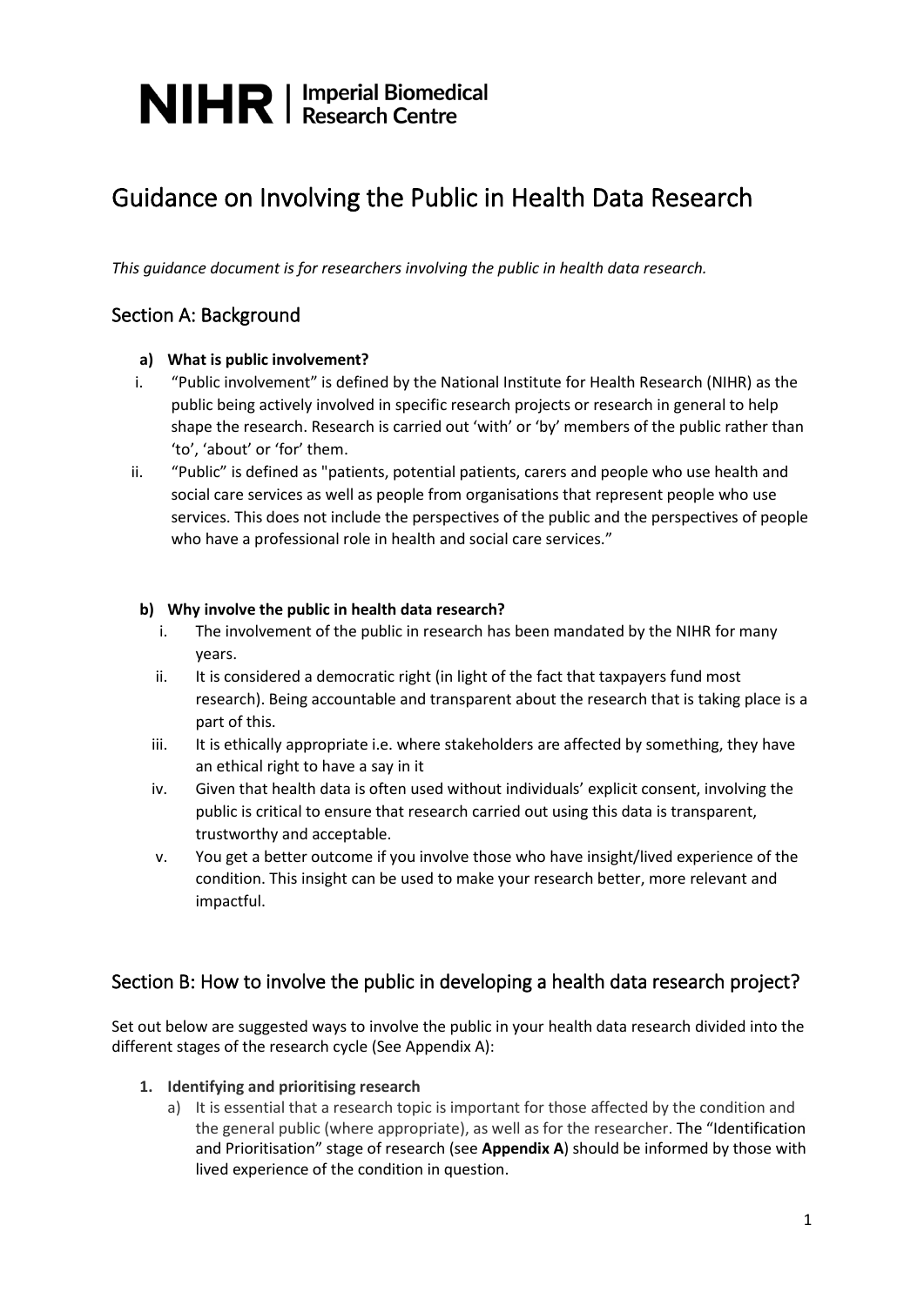**NIHR | Imperial Biomedical Research Centre**

# Guidance on Involving the Public in Health Data Research

*This guidance document is for researchers involving the public in health data research.*

## Section A: Background

**a) What is public involvement?**

i. "Public involvement" is defined by the National Institute for Health Research (NIHR) as the public being actively involved in specific research projects or research in general to help shape the research. Research is carried out 'with' or 'by' members of the public rather than 'to', 'about' or 'for' them.

ii. "Public" is defined as "patients, potential patients, carers and people who use health and social care services as well as people from organisations that represent people who use services. This does not include the perspectives of the public and the perspectives of people who have a professional role in health and social care services."

**b) Why involve the public in health data research?**

i. The involvement of the public in research has been mandated by the NIHR for many years.

ii. It is considered a democratic right (in light of the fact that taxpayers fund most research). Being accountable and transparent about the research that is taking place is a part of this.

iii. It is ethically appropriate i.e. where stakeholders are affected by something, they have an ethical right to have a say in it

iv. Given that health data is often used without individuals' explicit consent, involving the public is critical to ensure that research carried out using this data is transparent, trustworthy and acceptable.

v. You get a better outcome if you involve those who have insight/lived experience of the condition. This insight can be used to make your research better, more relevant and impactful.

## Section B: How to involve the public in developing a health data research project?

Set out below are suggested ways to involve the public in your health data research divided into the different stages of the research cycle (See Appendix A):

1. **Identifying and prioritising research**
   a) It is essential that a research topic is important for those affected by the condition and the general public (where appropriate), as well as for the researcher. The "Identification and Prioritisation" stage of research (see **Appendix A**) should be informed by those with lived experience of the condition in question.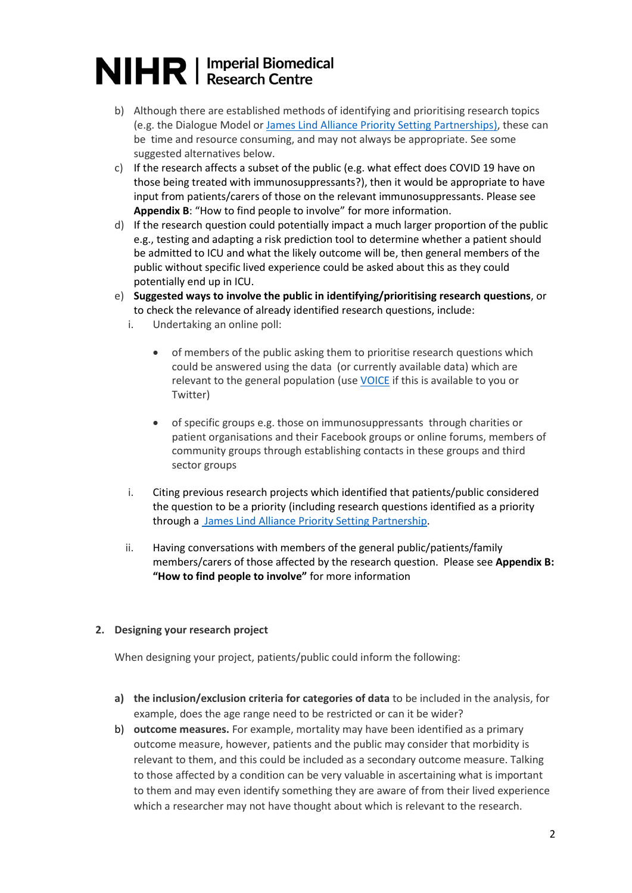b) Although there are established methods of identifying and prioritising research topics (e.g. the Dialogue Model or [James Lind Alliance Priority Setting Partnerships)](), these can be time and resource consuming, and may not always be appropriate. See some suggested alternatives below.

c) If the research affects a subset of the public (e.g. what effect does COVID 19 have on those being treated with immunosuppressants?), then it would be appropriate to have input from patients/carers of those on the relevant immunosuppressants. Please see **Appendix B**: "How to find people to involve" for more information.

d) If the research question could potentially impact a much larger proportion of the public e.g., testing and adapting a risk prediction tool to determine whether a patient should be admitted to ICU and what the likely outcome will be, then general members of the public without specific lived experience could be asked about this as they could potentially end up in ICU.

e) **Suggested ways to involve the public in identifying/prioritising research questions**, or to check the relevance of already identified research questions, include:

   i. Undertaking an online poll:

      - of members of the public asking them to prioritise research questions which could be answered using the data (or currently available data) which are relevant to the general population (use VOICE if this is available to you or Twitter)

      - of specific groups e.g. those on immunosuppressants through charities or patient organisations and their Facebook groups or online forums, members of community groups through establishing contacts in these groups and third sector groups

   i. Citing previous research projects which identified that patients/public considered the question to be a priority (including research questions identified as a priority through a James Lind Alliance Priority Setting Partnership.

   ii. Having conversations with members of the general public/patients/family members/carers of those affected by the research question. Please see **Appendix B: "How to find people to involve"** for more information

## 2. Designing your research project

When designing your project, patients/public could inform the following:

**a) the inclusion/exclusion criteria for categories of data** to be included in the analysis, for example, does the age range need to be restricted or can it be wider?

**b) outcome measures.** For example, mortality may have been identified as a primary outcome measure, however, patients and the public may consider that morbidity is relevant to them, and this could be included as a secondary outcome measure. Talking to those affected by a condition can be very valuable in ascertaining what is important to them and may even identify something they are aware of from their lived experience which a researcher may not have thought about which is relevant to the research.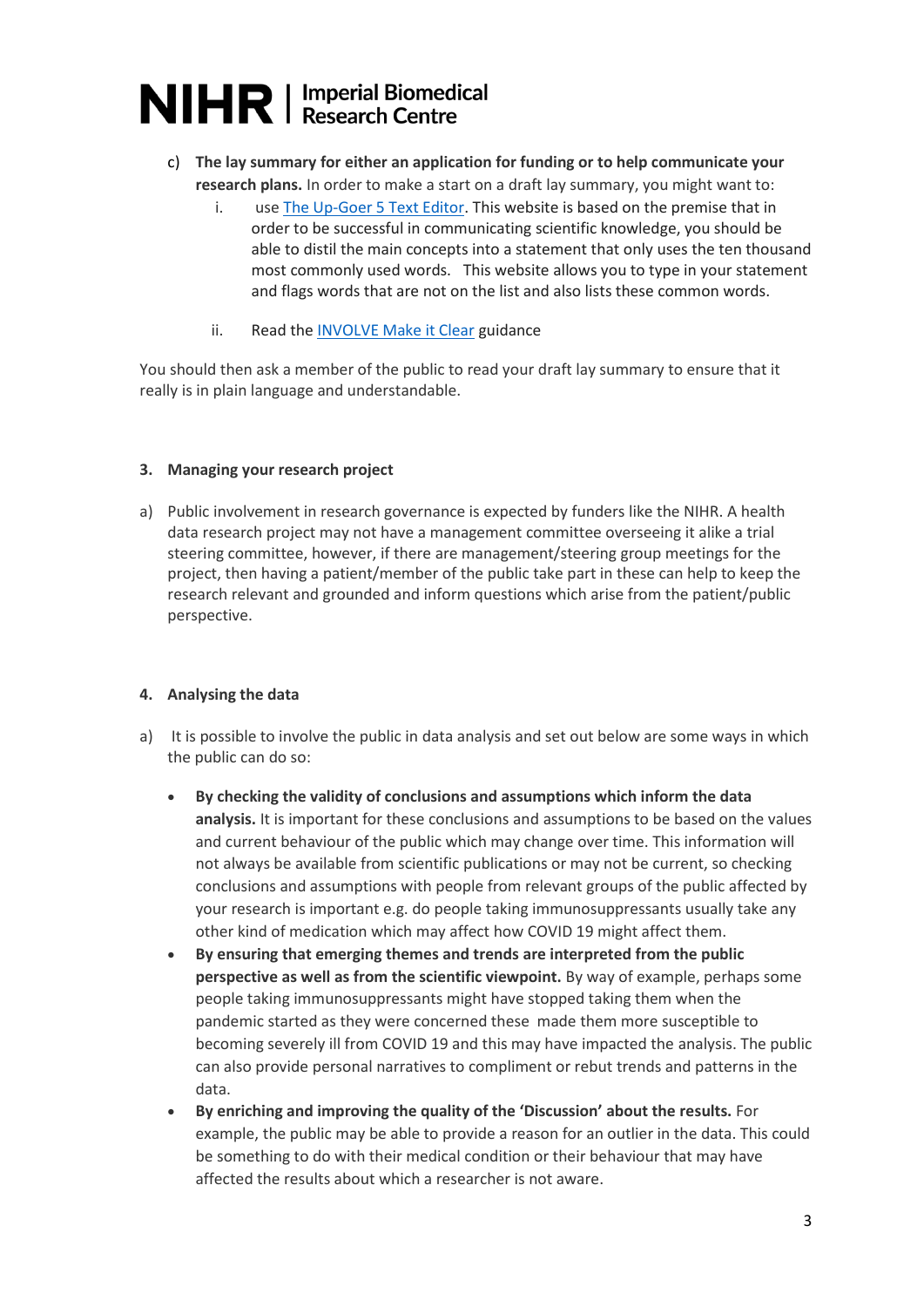c) **The lay summary for either an application for funding or to help communicate your research plans.** In order to make a start on a draft lay summary, you might want to:

   i. use [The Up-Goer 5 Text Editor](). This website is based on the premise that in order to be successful in communicating scientific knowledge, you should be able to distil the main concepts into a statement that only uses the ten thousand most commonly used words. This website allows you to type in your statement and flags words that are not on the list and also lists these common words.

   ii. Read the [INVOLVE Make it Clear]() guidance

You should then ask a member of the public to read your draft lay summary to ensure that it really is in plain language and understandable.

### 3. Managing your research project

a) Public involvement in research governance is expected by funders like the NIHR. A health data research project may not have a management committee overseeing it alike a trial steering committee, however, if there are management/steering group meetings for the project, then having a patient/member of the public take part in these can help to keep the research relevant and grounded and inform questions which arise from the patient/public perspective.

### 4. Analysing the data

a) It is possible to involve the public in data analysis and set out below are some ways in which the public can do so:

- **By checking the validity of conclusions and assumptions which inform the data analysis.** It is important for these conclusions and assumptions to be based on the values and current behaviour of the public which may change over time. This information will not always be available from scientific publications or may not be current, so checking conclusions and assumptions with people from relevant groups of the public affected by your research is important e.g. do people taking immunosuppressants usually take any other kind of medication which may affect how COVID 19 might affect them.
- **By ensuring that emerging themes and trends are interpreted from the public perspective as well as from the scientific viewpoint.** By way of example, perhaps some people taking immunosuppressants might have stopped taking them when the pandemic started as they were concerned these made them more susceptible to becoming severely ill from COVID 19 and this may have impacted the analysis. The public can also provide personal narratives to compliment or rebut trends and patterns in the data.
- **By enriching and improving the quality of the 'Discussion' about the results.** For example, the public may be able to provide a reason for an outlier in the data. This could be something to do with their medical condition or their behaviour that may have affected the results about which a researcher is not aware.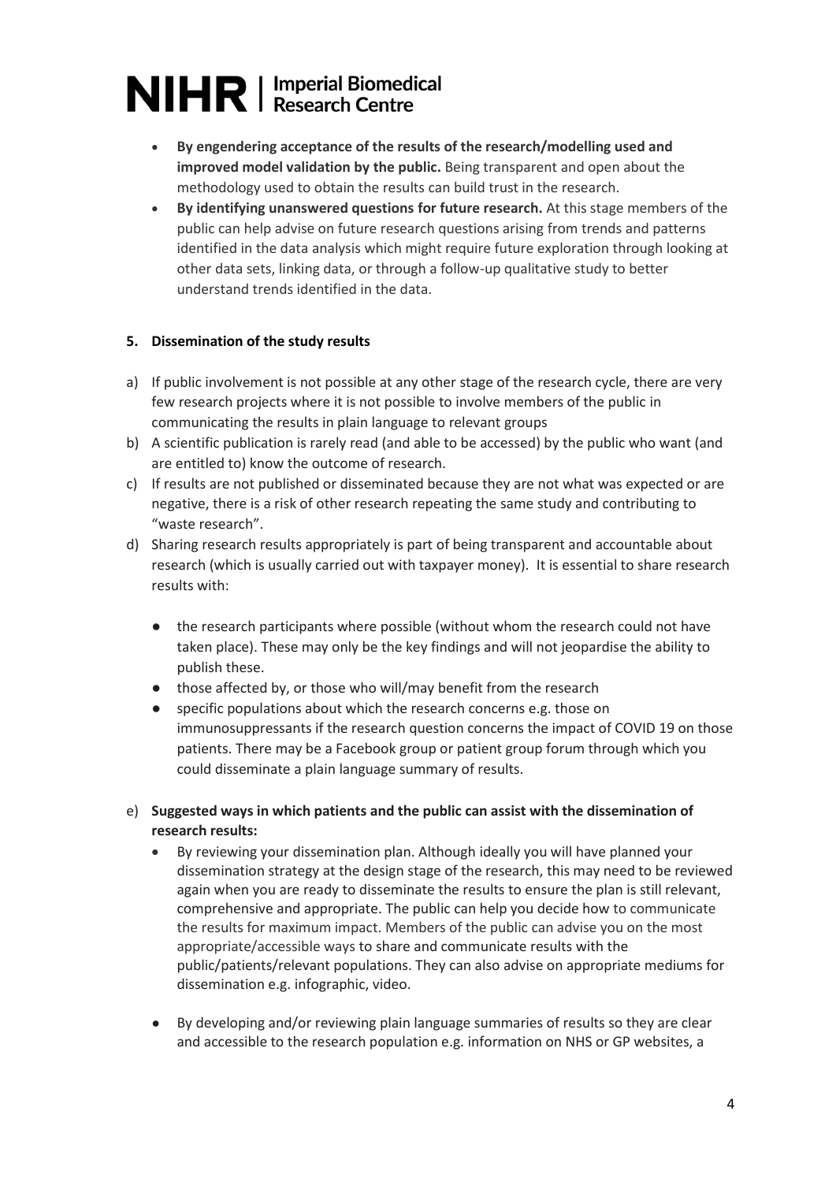- **By engendering acceptance of the results of the research/modelling used and improved model validation by the public.** Being transparent and open about the methodology used to obtain the results can build trust in the research.
- **By identifying unanswered questions for future research.** At this stage members of the public can help advise on future research questions arising from trends and patterns identified in the data analysis which might require future exploration through looking at other data sets, linking data, or through a follow-up qualitative study to better understand trends identified in the data.

### 5. Dissemination of the study results

a) If public involvement is not possible at any other stage of the research cycle, there are very few research projects where it is not possible to involve members of the public in communicating the results in plain language to relevant groups

b) A scientific publication is rarely read (and able to be accessed) by the public who want (and are entitled to) know the outcome of research.

c) If results are not published or disseminated because they are not what was expected or are negative, there is a risk of other research repeating the same study and contributing to "waste research".

d) Sharing research results appropriately is part of being transparent and accountable about research (which is usually carried out with taxpayer money). It is essential to share research results with:

- the research participants where possible (without whom the research could not have taken place). These may only be the key findings and will not jeopardise the ability to publish these.
- those affected by, or those who will/may benefit from the research
- specific populations about which the research concerns e.g. those on immunosuppressants if the research question concerns the impact of COVID 19 on those patients. There may be a Facebook group or patient group forum through which you could disseminate a plain language summary of results.

e) **Suggested ways in which patients and the public can assist with the dissemination of research results:**

- By reviewing your dissemination plan. Although ideally you will have planned your dissemination strategy at the design stage of the research, this may need to be reviewed again when you are ready to disseminate the results to ensure the plan is still relevant, comprehensive and appropriate. The public can help you decide how to communicate the results for maximum impact. Members of the public can advise you on the most appropriate/accessible ways to share and communicate results with the public/patients/relevant populations. They can also advise on appropriate mediums for dissemination e.g. infographic, video.

- By developing and/or reviewing plain language summaries of results so they are clear and accessible to the research population e.g. information on NHS or GP websites, a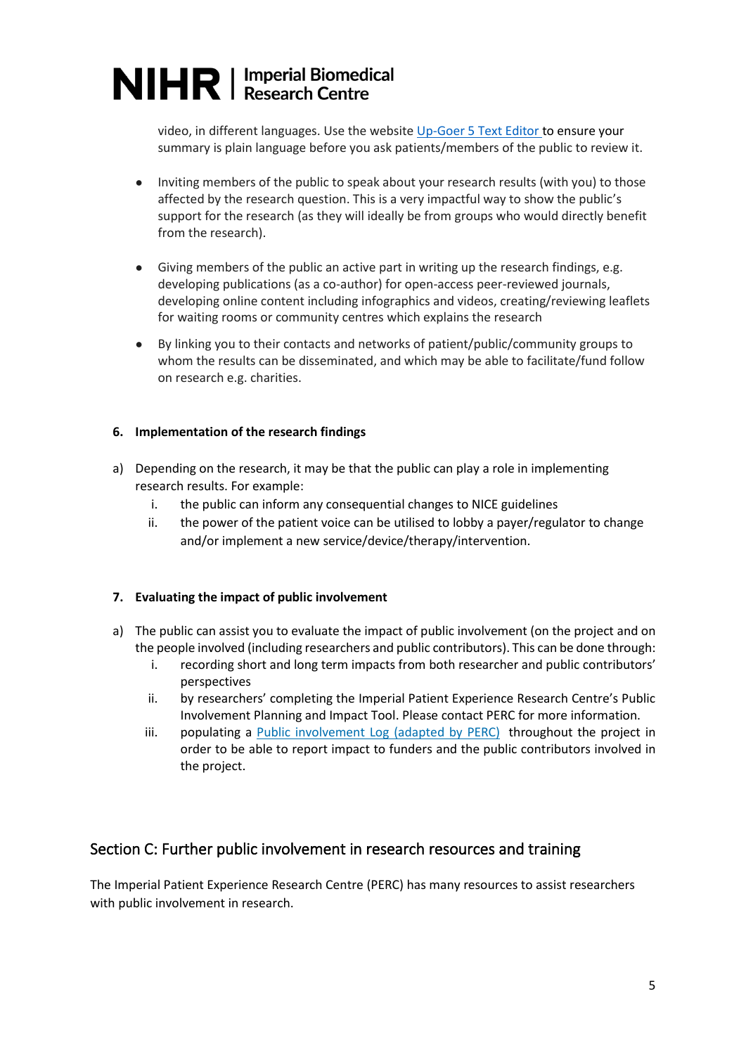video, in different languages. Use the website [Up-Goer 5 Text Editor](#) to ensure your summary is plain language before you ask patients/members of the public to review it.

- Inviting members of the public to speak about your research results (with you) to those affected by the research question. This is a very impactful way to show the public's support for the research (as they will ideally be from groups who would directly benefit from the research).

- Giving members of the public an active part in writing up the research findings, e.g. developing publications (as a co-author) for open-access peer-reviewed journals, developing online content including infographics and videos, creating/reviewing leaflets for waiting rooms or community centres which explains the research

- By linking you to their contacts and networks of patient/public/community groups to whom the results can be disseminated, and which may be able to facilitate/fund follow on research e.g. charities.

**6. Implementation of the research findings**

a) Depending on the research, it may be that the public can play a role in implementing research results. For example:
   i. the public can inform any consequential changes to NICE guidelines
   ii. the power of the patient voice can be utilised to lobby a payer/regulator to change and/or implement a new service/device/therapy/intervention.

**7. Evaluating the impact of public involvement**

a) The public can assist you to evaluate the impact of public involvement (on the project and on the people involved (including researchers and public contributors). This can be done through:
   i. recording short and long term impacts from both researcher and public contributors' perspectives
   ii. by researchers' completing the Imperial Patient Experience Research Centre's Public Involvement Planning and Impact Tool. Please contact PERC for more information.
   iii. populating a [Public involvement Log (adapted by PERC)](#) throughout the project in order to be able to report impact to funders and the public contributors involved in the project.

## Section C: Further public involvement in research resources and training

The Imperial Patient Experience Research Centre (PERC) has many resources to assist researchers with public involvement in research.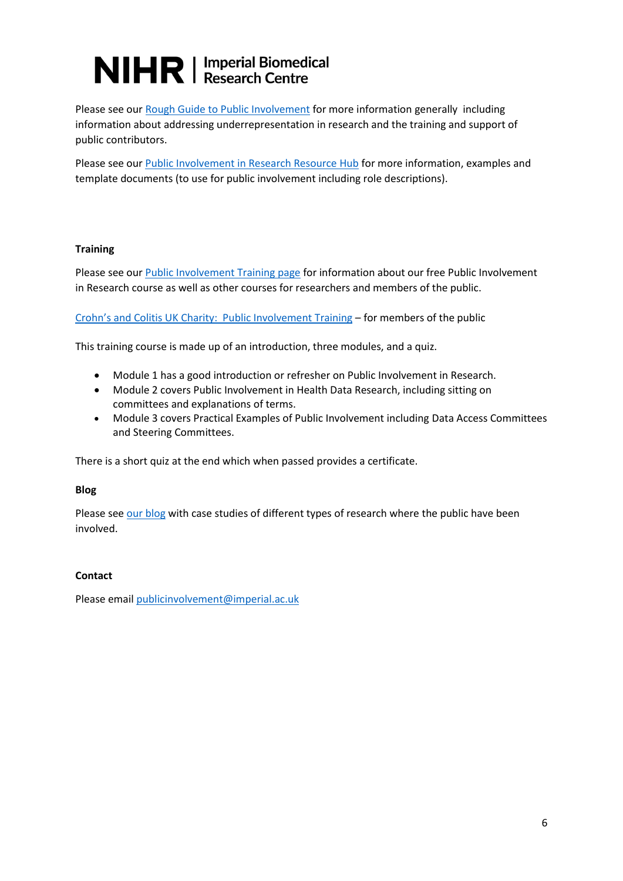Please see our Rough Guide to Public Involvement for more information generally including information about addressing underrepresentation in research and the training and support of public contributors.

Please see our Public Involvement in Research Resource Hub for more information, examples and template documents (to use for public involvement including role descriptions).

**Training**

Please see our Public Involvement Training page for information about our free Public Involvement in Research course as well as other courses for researchers and members of the public.

Crohn's and Colitis UK Charity: Public Involvement Training – for members of the public

This training course is made up of an introduction, three modules, and a quiz.

- Module 1 has a good introduction or refresher on Public Involvement in Research.
- Module 2 covers Public Involvement in Health Data Research, including sitting on committees and explanations of terms.
- Module 3 covers Practical Examples of Public Involvement including Data Access Committees and Steering Committees.

There is a short quiz at the end which when passed provides a certificate.

**Blog**

Please see our blog with case studies of different types of research where the public have been involved.

**Contact**

Please email publicinvolvement@imperial.ac.uk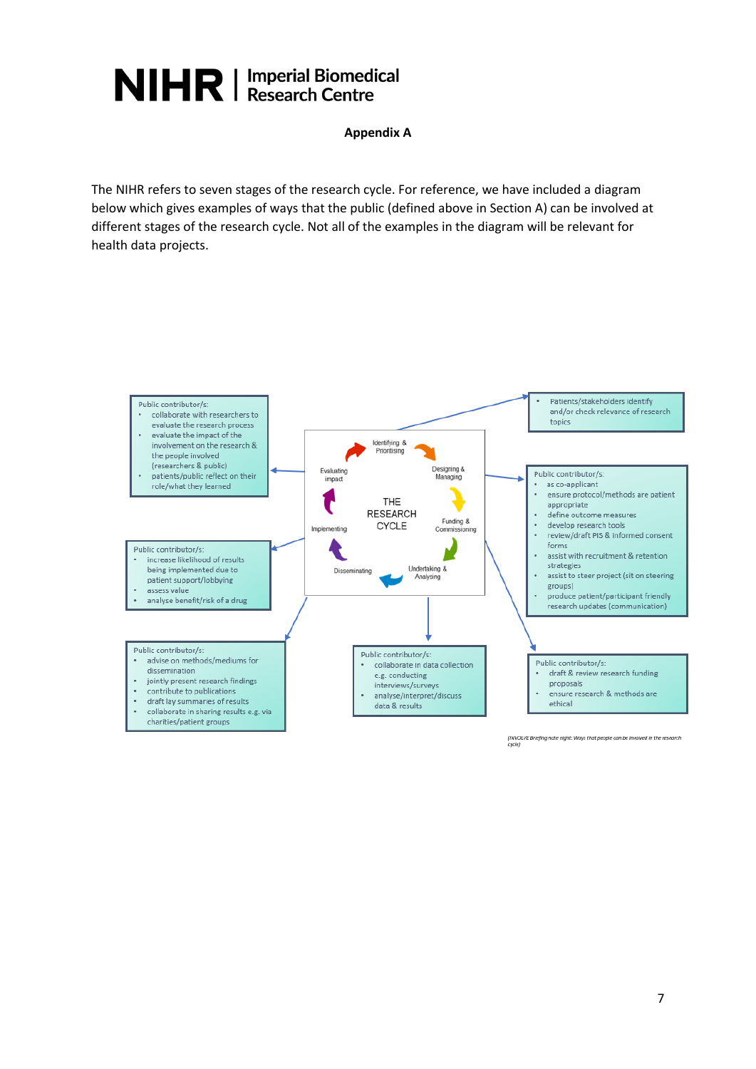**Appendix A**

The NIHR refers to seven stages of the research cycle. For reference, we have included a diagram below which gives examples of ways that the public (defined above in Section A) can be involved at different stages of the research cycle. Not all of the examples in the diagram will be relevant for health data projects.

**THE RESEARCH CYCLE**

Identifying & Prioritising → Designing & Managing → Funding & Commissioning → Undertaking & Analysing → Disseminating → Implementing → Evaluating impact

**Identifying & Prioritising**

- Patients/stakeholders identify and/or check relevance of research topics

**Designing & Managing**

Public contributor/s:

- as co-applicant
- ensure protocol/methods are patient appropriate
- define outcome measures
- develop research tools
- review/draft PIS & informed consent forms
- assist with recruitment & retention strategies
- assist to steer project (sit on steering groups)
- produce patient/participant friendly research updates (communication)

**Funding & Commissioning**

Public contributor/s:

- draft & review research funding proposals
- ensure research & methods are ethical

**Undertaking & Analysing**

Public contributor/s:

- collaborate in data collection e.g. conducting interviews/surveys
- analyse/interpret/discuss data & results

**Disseminating**

Public contributor/s:

- advise on methods/mediums for dissemination
- jointly present research findings
- contribute to publications
- draft lay summaries of results
- collaborate in sharing results e.g. via charities/patient groups

**Implementing**

Public contributor/s:

- increase likelihood of results being implemented due to patient support/lobbying
- assess value
- analyse benefit/risk of a drug

**Evaluating impact**

Public contributor/s:

- collaborate with researchers to evaluate the research process
- evaluate the impact of the involvement on the research & the people involved (researchers & public)
- patients/public reflect on their role/what they learned

*(INVOLVE Briefing note eight: Ways that people can be involved in the research cycle)*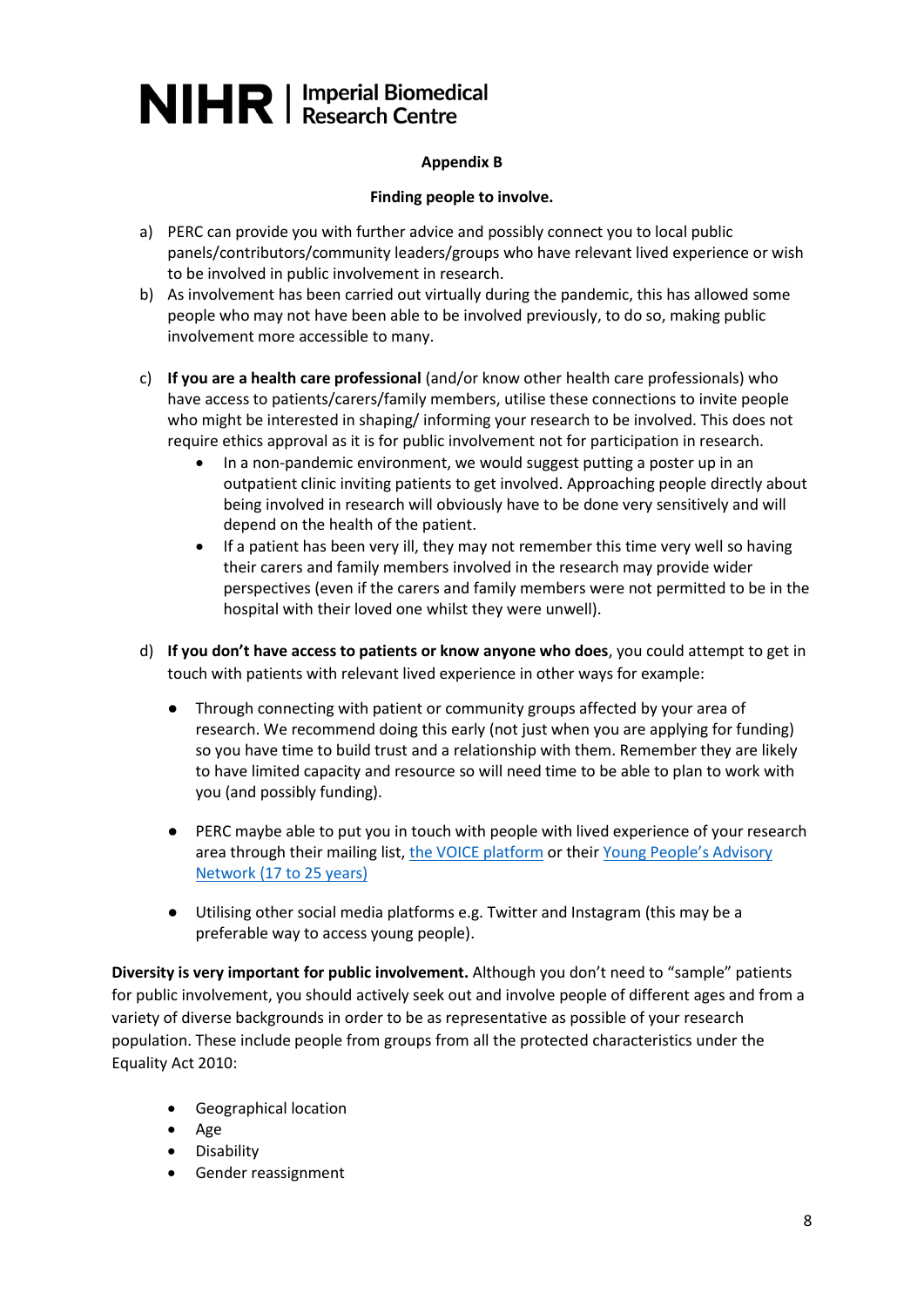**Appendix B**

**Finding people to involve.**

a) PERC can provide you with further advice and possibly connect you to local public panels/contributors/community leaders/groups who have relevant lived experience or wish to be involved in public involvement in research.
b) As involvement has been carried out virtually during the pandemic, this has allowed some people who may not have been able to be involved previously, to do so, making public involvement more accessible to many.
c) **If you are a health care professional** (and/or know other health care professionals) who have access to patients/carers/family members, utilise these connections to invite people who might be interested in shaping/ informing your research to be involved. This does not require ethics approval as it is for public involvement not for participation in research.
    - In a non-pandemic environment, we would suggest putting a poster up in an outpatient clinic inviting patients to get involved. Approaching people directly about being involved in research will obviously have to be done very sensitively and will depend on the health of the patient.
    - If a patient has been very ill, they may not remember this time very well so having their carers and family members involved in the research may provide wider perspectives (even if the carers and family members were not permitted to be in the hospital with their loved one whilst they were unwell).
d) **If you don't have access to patients or know anyone who does**, you could attempt to get in touch with patients with relevant lived experience in other ways for example:
    - Through connecting with patient or community groups affected by your area of research. We recommend doing this early (not just when you are applying for funding) so you have time to build trust and a relationship with them. Remember they are likely to have limited capacity and resource so will need time to be able to plan to work with you (and possibly funding).
    - PERC maybe able to put you in touch with people with lived experience of your research area through their mailing list, the VOICE platform or their Young People's Advisory Network (17 to 25 years)
    - Utilising other social media platforms e.g. Twitter and Instagram (this may be a preferable way to access young people).

**Diversity is very important for public involvement.** Although you don't need to "sample" patients for public involvement, you should actively seek out and involve people of different ages and from a variety of diverse backgrounds in order to be as representative as possible of your research population. These include people from groups from all the protected characteristics under the Equality Act 2010:

- Geographical location
- Age
- Disability
- Gender reassignment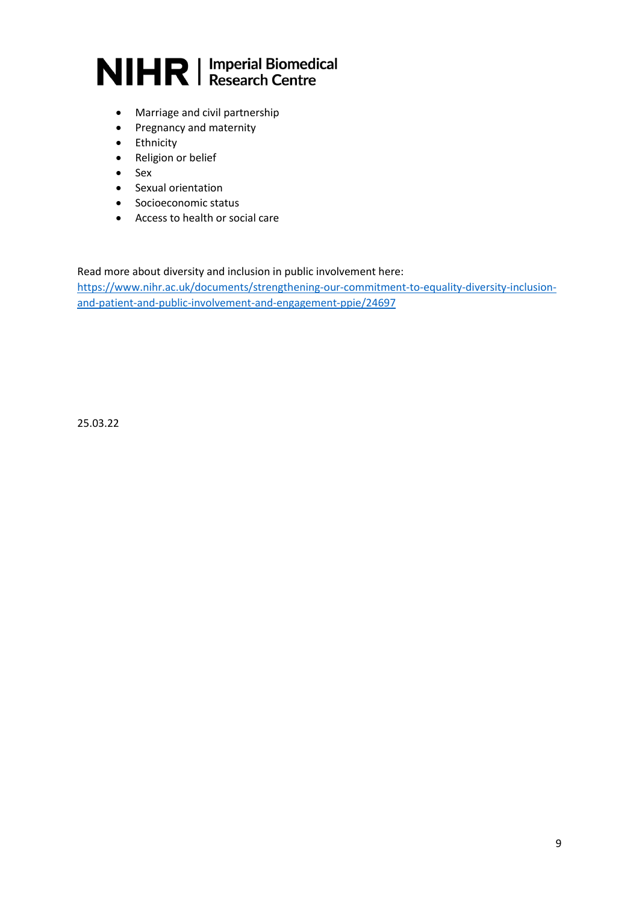- Marriage and civil partnership
- Pregnancy and maternity
- Ethnicity
- Religion or belief
- Sex
- Sexual orientation
- Socioeconomic status
- Access to health or social care

Read more about diversity and inclusion in public involvement here: https://www.nihr.ac.uk/documents/strengthening-our-commitment-to-equality-diversity-inclusion-and-patient-and-public-involvement-and-engagement-ppie/24697

25.03.22